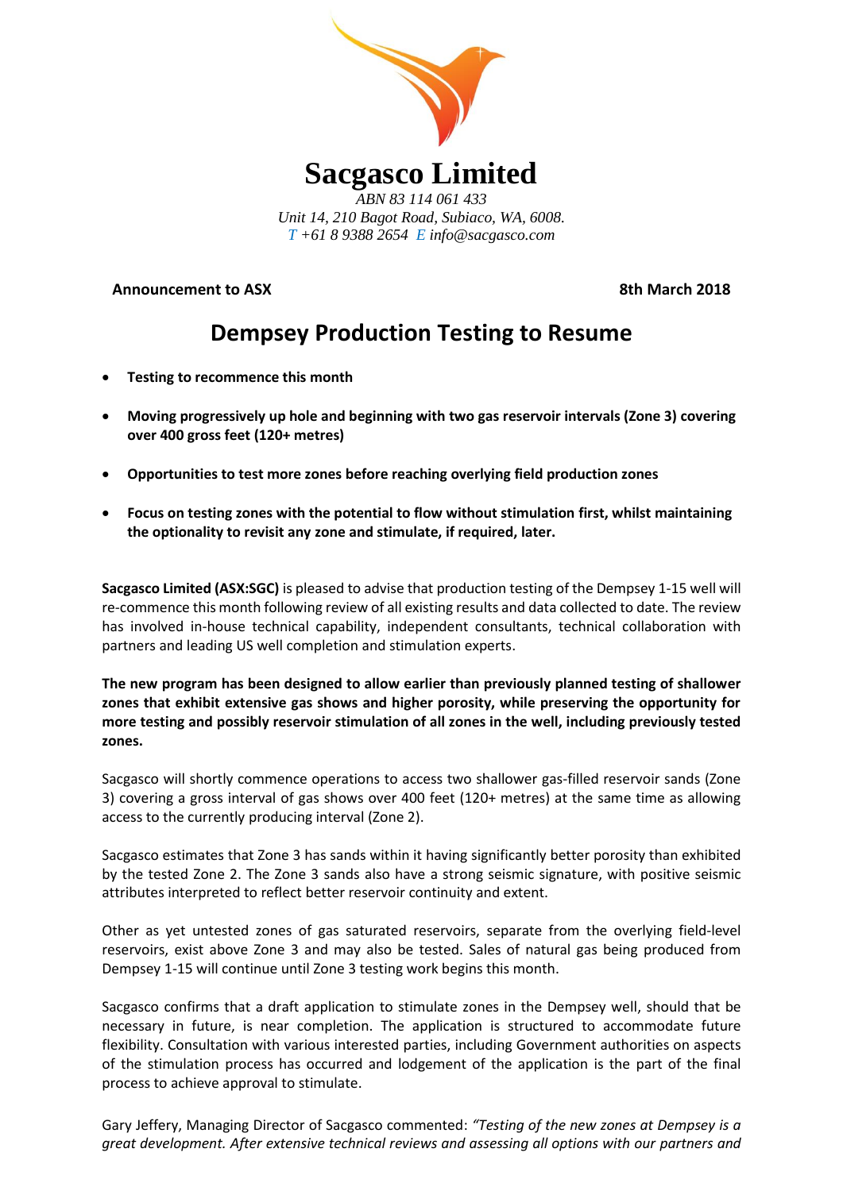# Sacgasco Limited

*ABN 83 114 061 433*
*Unit 14, 210 Bagot Road, Subiaco, WA, 6008.*
*T +61 8 9388 2654 E info@sacgasco.com*

**Announcement to ASX** **8th March 2018**

## Dempsey Production Testing to Resume

- **Testing to recommence this month**
- **Moving progressively up hole and beginning with two gas reservoir intervals (Zone 3) covering over 400 gross feet (120+ metres)**
- **Opportunities to test more zones before reaching overlying field production zones**
- **Focus on testing zones with the potential to flow without stimulation first, whilst maintaining the optionality to revisit any zone and stimulate, if required, later.**

**Sacgasco Limited (ASX:SGC)** is pleased to advise that production testing of the Dempsey 1-15 well will re-commence this month following review of all existing results and data collected to date. The review has involved in-house technical capability, independent consultants, technical collaboration with partners and leading US well completion and stimulation experts.

**The new program has been designed to allow earlier than previously planned testing of shallower zones that exhibit extensive gas shows and higher porosity, while preserving the opportunity for more testing and possibly reservoir stimulation of all zones in the well, including previously tested zones.**

Sacgasco will shortly commence operations to access two shallower gas-filled reservoir sands (Zone 3) covering a gross interval of gas shows over 400 feet (120+ metres) at the same time as allowing access to the currently producing interval (Zone 2).

Sacgasco estimates that Zone 3 has sands within it having significantly better porosity than exhibited by the tested Zone 2. The Zone 3 sands also have a strong seismic signature, with positive seismic attributes interpreted to reflect better reservoir continuity and extent.

Other as yet untested zones of gas saturated reservoirs, separate from the overlying field-level reservoirs, exist above Zone 3 and may also be tested. Sales of natural gas being produced from Dempsey 1-15 will continue until Zone 3 testing work begins this month.

Sacgasco confirms that a draft application to stimulate zones in the Dempsey well, should that be necessary in future, is near completion. The application is structured to accommodate future flexibility. Consultation with various interested parties, including Government authorities on aspects of the stimulation process has occurred and lodgement of the application is the part of the final process to achieve approval to stimulate.

Gary Jeffery, Managing Director of Sacgasco commented: *"Testing of the new zones at Dempsey is a great development. After extensive technical reviews and assessing all options with our partners and*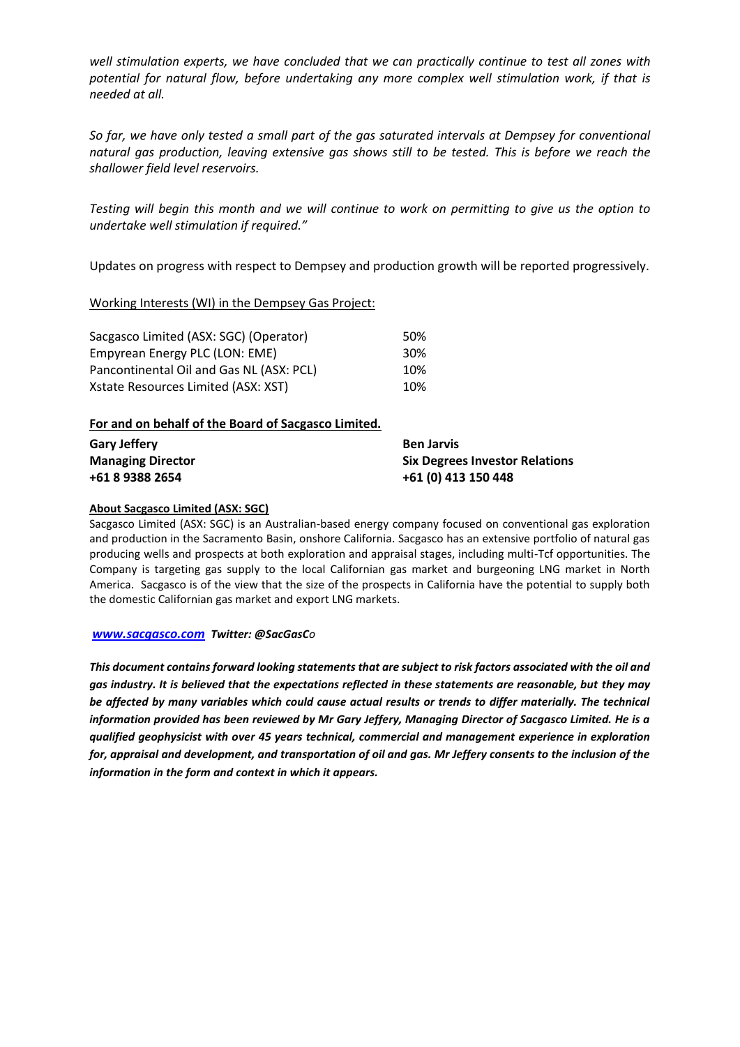*well stimulation experts, we have concluded that we can practically continue to test all zones with potential for natural flow, before undertaking any more complex well stimulation work, if that is needed at all.*

*So far, we have only tested a small part of the gas saturated intervals at Dempsey for conventional natural gas production, leaving extensive gas shows still to be tested. This is before we reach the shallower field level reservoirs.*

*Testing will begin this month and we will continue to work on permitting to give us the option to undertake well stimulation if required."*

Updates on progress with respect to Dempsey and production growth will be reported progressively.

<u>Working Interests (WI) in the Dempsey Gas Project:</u>

| | |
|---|---|
| Sacgasco Limited (ASX: SGC) (Operator) | 50% |
| Empyrean Energy PLC (LON: EME) | 30% |
| Pancontinental Oil and Gas NL (ASX: PCL) | 10% |
| Xstate Resources Limited (ASX: XST) | 10% |

**<u>For and on behalf of the Board of Sacgasco Limited.</u>**

**Gary Jeffery**
**Managing Director**
**+61 8 9388 2654**

**Ben Jarvis**
**Six Degrees Investor Relations**
**+61 (0) 413 150 448**

**<u>About Sacgasco Limited (ASX: SGC)</u>**

Sacgasco Limited (ASX: SGC) is an Australian-based energy company focused on conventional gas exploration and production in the Sacramento Basin, onshore California. Sacgasco has an extensive portfolio of natural gas producing wells and prospects at both exploration and appraisal stages, including multi-Tcf opportunities. The Company is targeting gas supply to the local Californian gas market and burgeoning LNG market in North America. Sacgasco is of the view that the size of the prospects in California have the potential to supply both the domestic Californian gas market and export LNG markets.

***www.sacgasco.com*** ***Twitter: @SacGasCo***

***This document contains forward looking statements that are subject to risk factors associated with the oil and gas industry. It is believed that the expectations reflected in these statements are reasonable, but they may be affected by many variables which could cause actual results or trends to differ materially. The technical information provided has been reviewed by Mr Gary Jeffery, Managing Director of Sacgasco Limited. He is a qualified geophysicist with over 45 years technical, commercial and management experience in exploration for, appraisal and development, and transportation of oil and gas. Mr Jeffery consents to the inclusion of the information in the form and context in which it appears.***